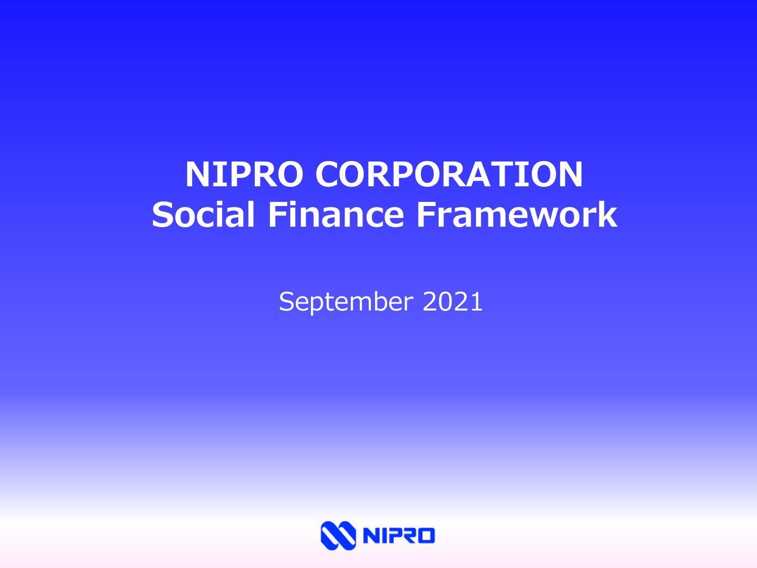# NIPRO CORPORATION Social Finance Framework

September 2021

NIPRO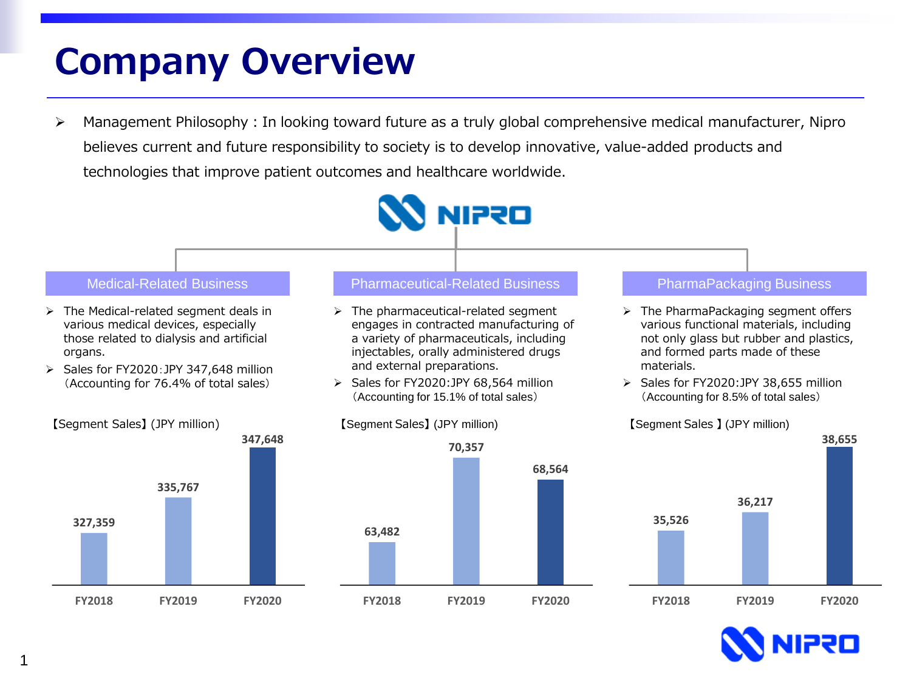# Company Overview

- Management Philosophy : In looking toward future as a truly global comprehensive medical manufacturer, Nipro believes current and future responsibility to society is to develop innovative, value-added products and technologies that improve patient outcomes and healthcare worldwide.

NIPRO

## Medical-Related Business

- The Medical-related segment deals in various medical devices, especially those related to dialysis and artificial organs.
- Sales for FY2020：JPY 347,648 million（Accounting for 76.4% of total sales）

【Segment Sales】(JPY million)

| FY2018 | FY2019 | FY2020 |
|---|---|---|
| 327,359 | 335,767 | 347,648 |

## Pharmaceutical-Related Business

- The pharmaceutical-related segment engages in contracted manufacturing of a variety of pharmaceuticals, including injectables, orally administered drugs and external preparations.
- Sales for FY2020:JPY 68,564 million（Accounting for 15.1% of total sales）

【Segment Sales】(JPY million)

| FY2018 | FY2019 | FY2020 |
|---|---|---|
| 63,482 | 70,357 | 68,564 |

## PharmaPackaging Business

- The PharmaPackaging segment offers various functional materials, including not only glass but rubber and plastics, and formed parts made of these materials.
- Sales for FY2020:JPY 38,655 million（Accounting for 8.5% of total sales）

【Segment Sales 】(JPY million)

| FY2018 | FY2019 | FY2020 |
|---|---|---|
| 35,526 | 36,217 | 38,655 |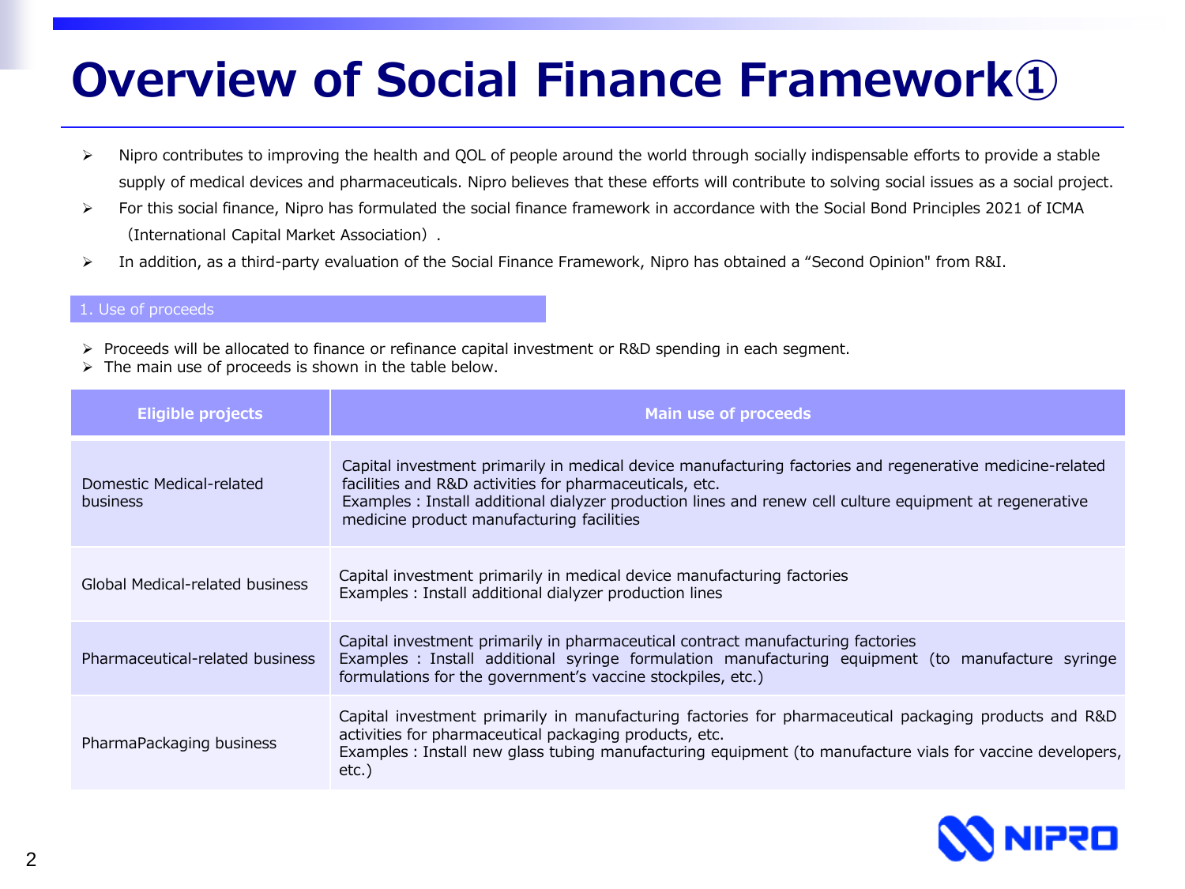# Overview of Social Finance Framework①

- Nipro contributes to improving the health and QOL of people around the world through socially indispensable efforts to provide a stable supply of medical devices and pharmaceuticals. Nipro believes that these efforts will contribute to solving social issues as a social project.
- For this social finance, Nipro has formulated the social finance framework in accordance with the Social Bond Principles 2021 of ICMA（International Capital Market Association）.
- In addition, as a third-party evaluation of the Social Finance Framework, Nipro has obtained a “Second Opinion" from R&I.

## 1. Use of proceeds

- Proceeds will be allocated to finance or refinance capital investment or R&D spending in each segment.
- The main use of proceeds is shown in the table below.

| Eligible projects | Main use of proceeds |
|---|---|
| Domestic Medical-related business | Capital investment primarily in medical device manufacturing factories and regenerative medicine-related facilities and R&D activities for pharmaceuticals, etc.<br>Examples : Install additional dialyzer production lines and renew cell culture equipment at regenerative medicine product manufacturing facilities |
| Global Medical-related business | Capital investment primarily in medical device manufacturing factories<br>Examples : Install additional dialyzer production lines |
| Pharmaceutical-related business | Capital investment primarily in pharmaceutical contract manufacturing factories<br>Examples : Install additional syringe formulation manufacturing equipment (to manufacture syringe formulations for the government’s vaccine stockpiles, etc.) |
| PharmaPackaging business | Capital investment primarily in manufacturing factories for pharmaceutical packaging products and R&D activities for pharmaceutical packaging products, etc.<br>Examples : Install new glass tubing manufacturing equipment (to manufacture vials for vaccine developers, etc.) |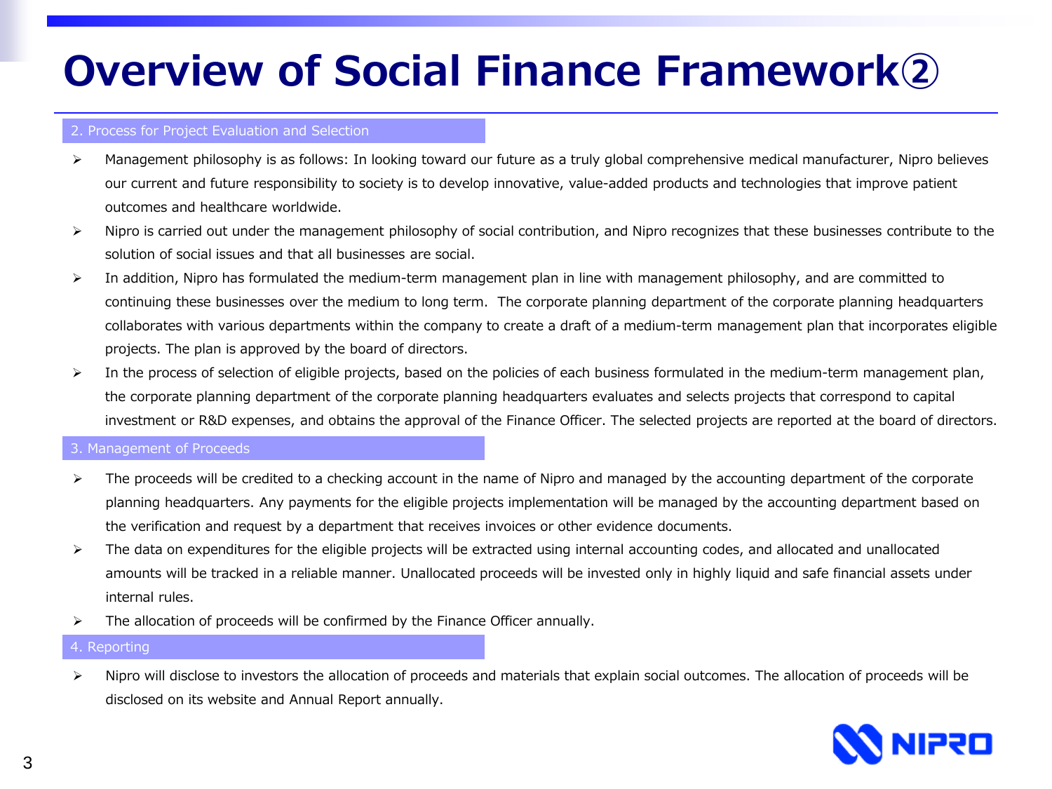# Overview of Social Finance Framework②

## 2. Process for Project Evaluation and Selection

- Management philosophy is as follows: In looking toward our future as a truly global comprehensive medical manufacturer, Nipro believes our current and future responsibility to society is to develop innovative, value-added products and technologies that improve patient outcomes and healthcare worldwide.
- Nipro is carried out under the management philosophy of social contribution, and Nipro recognizes that these businesses contribute to the solution of social issues and that all businesses are social.
- In addition, Nipro has formulated the medium-term management plan in line with management philosophy, and are committed to continuing these businesses over the medium to long term. The corporate planning department of the corporate planning headquarters collaborates with various departments within the company to create a draft of a medium-term management plan that incorporates eligible projects. The plan is approved by the board of directors.
- In the process of selection of eligible projects, based on the policies of each business formulated in the medium-term management plan, the corporate planning department of the corporate planning headquarters evaluates and selects projects that correspond to capital investment or R&D expenses, and obtains the approval of the Finance Officer. The selected projects are reported at the board of directors.

## 3. Management of Proceeds

- The proceeds will be credited to a checking account in the name of Nipro and managed by the accounting department of the corporate planning headquarters. Any payments for the eligible projects implementation will be managed by the accounting department based on the verification and request by a department that receives invoices or other evidence documents.
- The data on expenditures for the eligible projects will be extracted using internal accounting codes, and allocated and unallocated amounts will be tracked in a reliable manner. Unallocated proceeds will be invested only in highly liquid and safe financial assets under internal rules.
- The allocation of proceeds will be confirmed by the Finance Officer annually.

## 4. Reporting

- Nipro will disclose to investors the allocation of proceeds and materials that explain social outcomes. The allocation of proceeds will be disclosed on its website and Annual Report annually.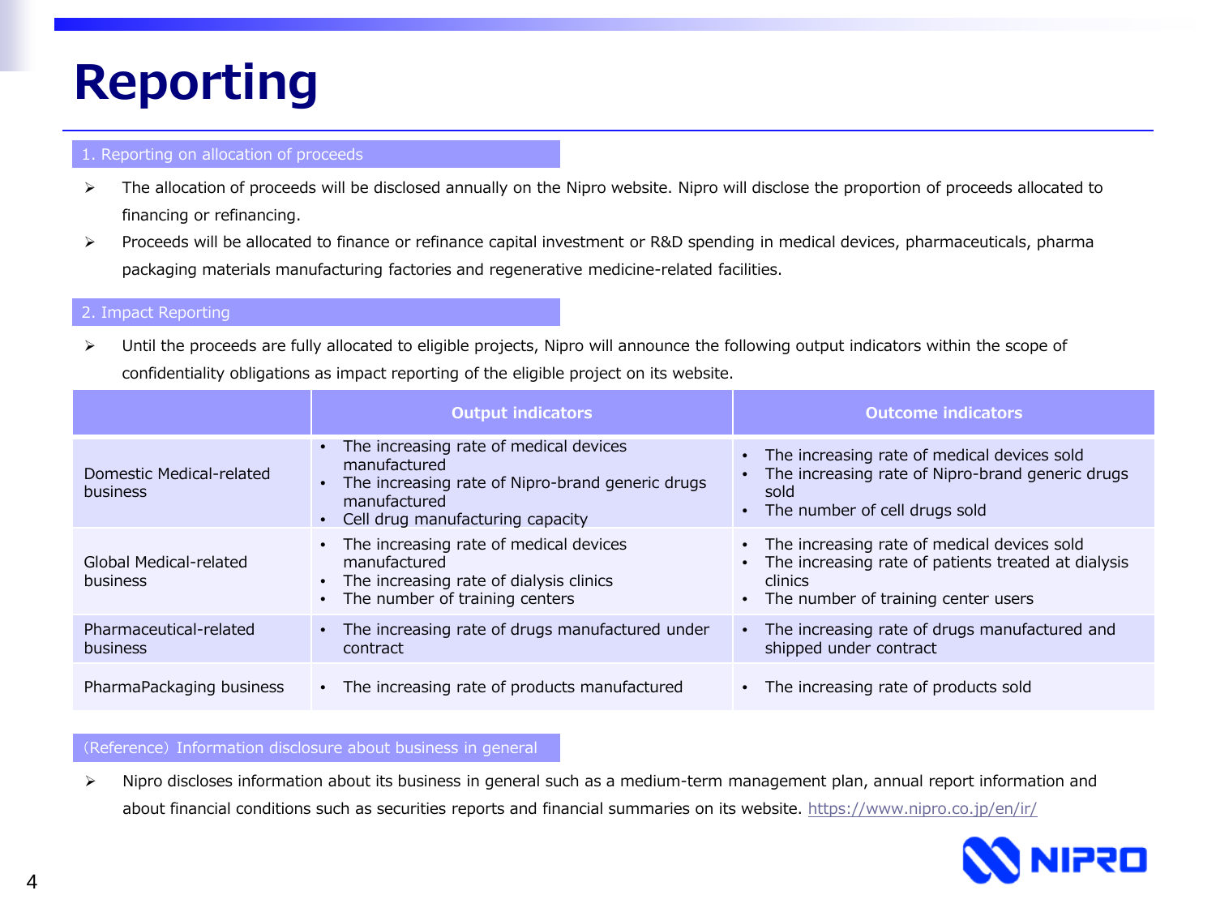# Reporting

## 1. Reporting on allocation of proceeds

- The allocation of proceeds will be disclosed annually on the Nipro website. Nipro will disclose the proportion of proceeds allocated to financing or refinancing.
- Proceeds will be allocated to finance or refinance capital investment or R&D spending in medical devices, pharmaceuticals, pharma packaging materials manufacturing factories and regenerative medicine-related facilities.

## 2. Impact Reporting

- Until the proceeds are fully allocated to eligible projects, Nipro will announce the following output indicators within the scope of confidentiality obligations as impact reporting of the eligible project on its website.

| | Output indicators | Outcome indicators |
|---|---|---|
| Domestic Medical-related business | • The increasing rate of medical devices manufactured<br>• The increasing rate of Nipro-brand generic drugs manufactured<br>• Cell drug manufacturing capacity | • The increasing rate of medical devices sold<br>• The increasing rate of Nipro-brand generic drugs sold<br>• The number of cell drugs sold |
| Global Medical-related business | • The increasing rate of medical devices manufactured<br>• The increasing rate of dialysis clinics<br>• The number of training centers | • The increasing rate of medical devices sold<br>• The increasing rate of patients treated at dialysis clinics<br>• The number of training center users |
| Pharmaceutical-related business | • The increasing rate of drugs manufactured under contract | • The increasing rate of drugs manufactured and shipped under contract |
| PharmaPackaging business | • The increasing rate of products manufactured | • The increasing rate of products sold |

## (Reference) Information disclosure about business in general

- Nipro discloses information about its business in general such as a medium-term management plan, annual report information and about financial conditions such as securities reports and financial summaries on its website. https://www.nipro.co.jp/en/ir/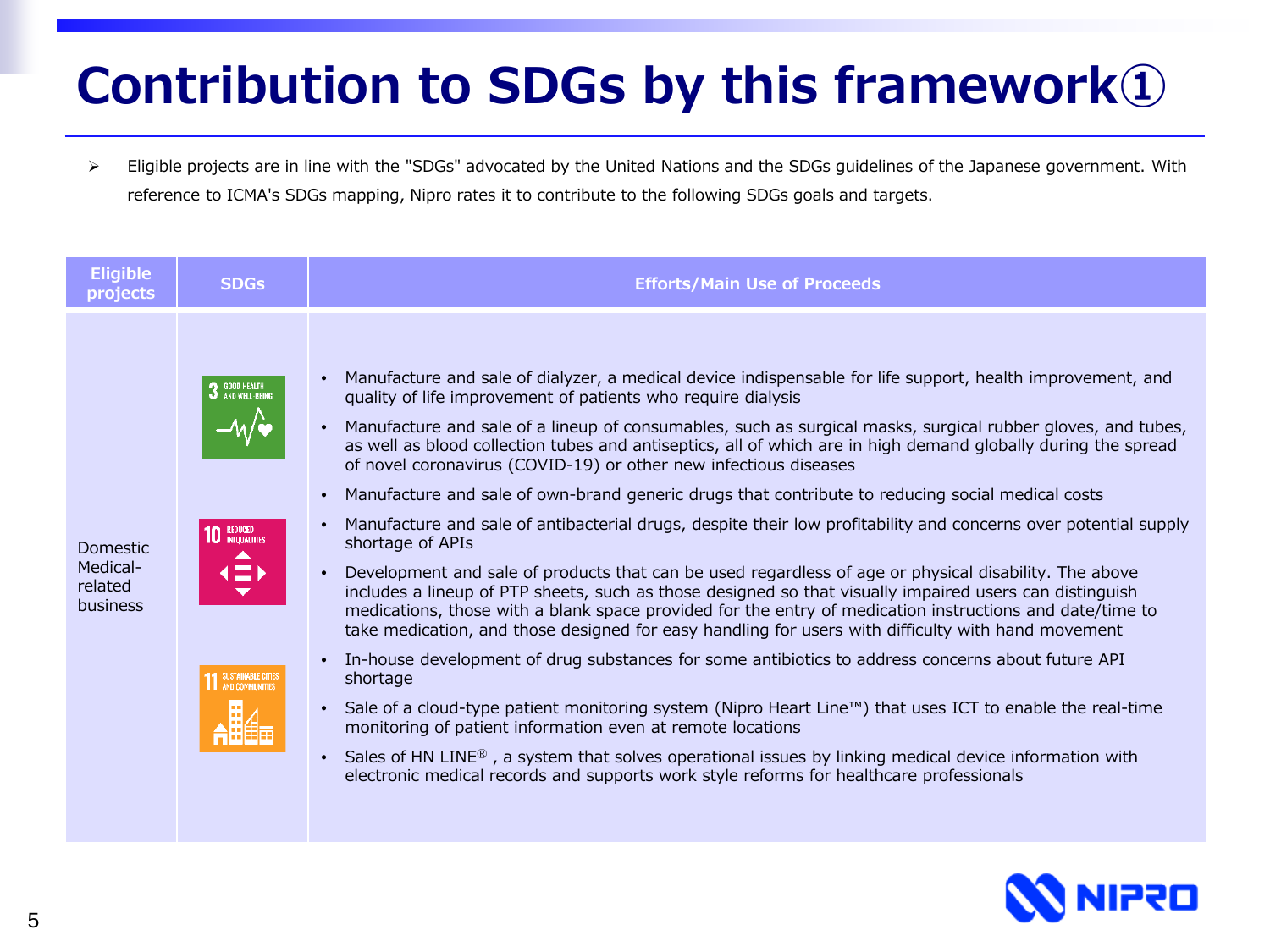# Contribution to SDGs by this framework①

- Eligible projects are in line with the "SDGs" advocated by the United Nations and the SDGs guidelines of the Japanese government. With reference to ICMA's SDGs mapping, Nipro rates it to contribute to the following SDGs goals and targets.

| Eligible projects | SDGs | Efforts/Main Use of Proceeds |
|---|---|---|
| Domestic Medical-related business | 3 GOOD HEALTH AND WELL-BEING<br>10 REDUCED INEQUALITIES<br>11 SUSTAINABLE CITIES AND COMMUNITIES | • Manufacture and sale of dialyzer, a medical device indispensable for life support, health improvement, and quality of life improvement of patients who require dialysis<br>• Manufacture and sale of a lineup of consumables, such as surgical masks, surgical rubber gloves, and tubes, as well as blood collection tubes and antiseptics, all of which are in high demand globally during the spread of novel coronavirus (COVID-19) or other new infectious diseases<br>• Manufacture and sale of own-brand generic drugs that contribute to reducing social medical costs<br>• Manufacture and sale of antibacterial drugs, despite their low profitability and concerns over potential supply shortage of APIs<br>• Development and sale of products that can be used regardless of age or physical disability. The above includes a lineup of PTP sheets, such as those designed so that visually impaired users can distinguish medications, those with a blank space provided for the entry of medication instructions and date/time to take medication, and those designed for easy handling for users with difficulty with hand movement<br>• In-house development of drug substances for some antibiotics to address concerns about future API shortage<br>• Sale of a cloud-type patient monitoring system (Nipro Heart Line™) that uses ICT to enable the real-time monitoring of patient information even at remote locations<br>• Sales of HN LINE® , a system that solves operational issues by linking medical device information with electronic medical records and supports work style reforms for healthcare professionals |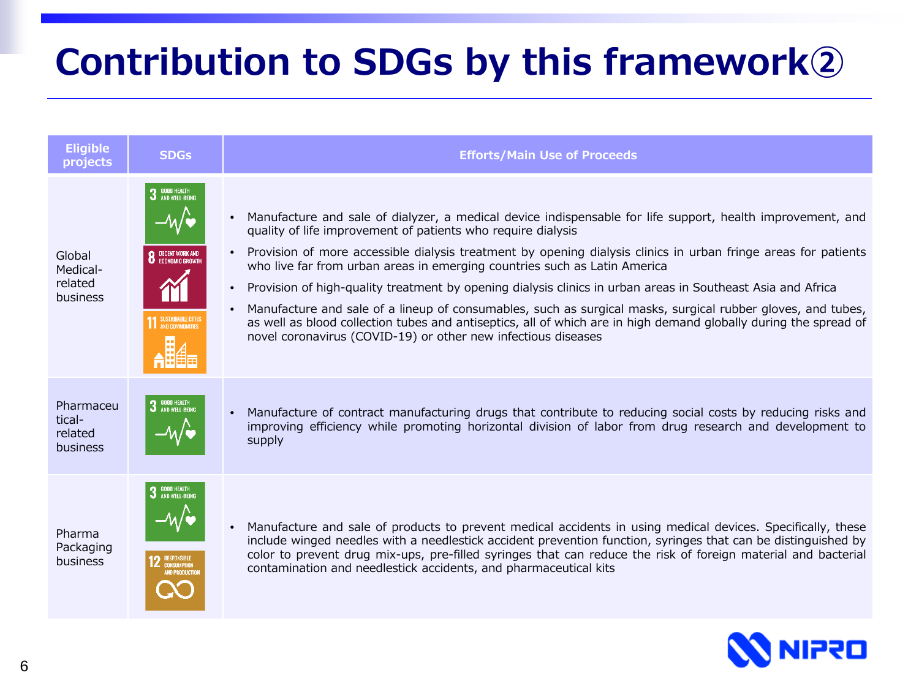# Contribution to SDGs by this framework②

| Eligible projects | SDGs | Efforts/Main Use of Proceeds |
|---|---|---|
| Global Medical-related business | 3 GOOD HEALTH AND WELL-BEING<br>8 DECENT WORK AND ECONOMIC GROWTH<br>11 SUSTAINABLE CITIES AND COMMUNITIES | • Manufacture and sale of dialyzer, a medical device indispensable for life support, health improvement, and quality of life improvement of patients who require dialysis<br>• Provision of more accessible dialysis treatment by opening dialysis clinics in urban fringe areas for patients who live far from urban areas in emerging countries such as Latin America<br>• Provision of high-quality treatment by opening dialysis clinics in urban areas in Southeast Asia and Africa<br>• Manufacture and sale of a lineup of consumables, such as surgical masks, surgical rubber gloves, and tubes, as well as blood collection tubes and antiseptics, all of which are in high demand globally during the spread of novel coronavirus (COVID-19) or other new infectious diseases |
| Pharmaceutical-related business | 3 GOOD HEALTH AND WELL-BEING | • Manufacture of contract manufacturing drugs that contribute to reducing social costs by reducing risks and improving efficiency while promoting horizontal division of labor from drug research and development to supply |
| Pharma Packaging business | 3 GOOD HEALTH AND WELL-BEING<br>12 RESPONSIBLE CONSUMPTION AND PRODUCTION | • Manufacture and sale of products to prevent medical accidents in using medical devices. Specifically, these include winged needles with a needlestick accident prevention function, syringes that can be distinguished by color to prevent drug mix-ups, pre-filled syringes that can reduce the risk of foreign material and bacterial contamination and needlestick accidents, and pharmaceutical kits |